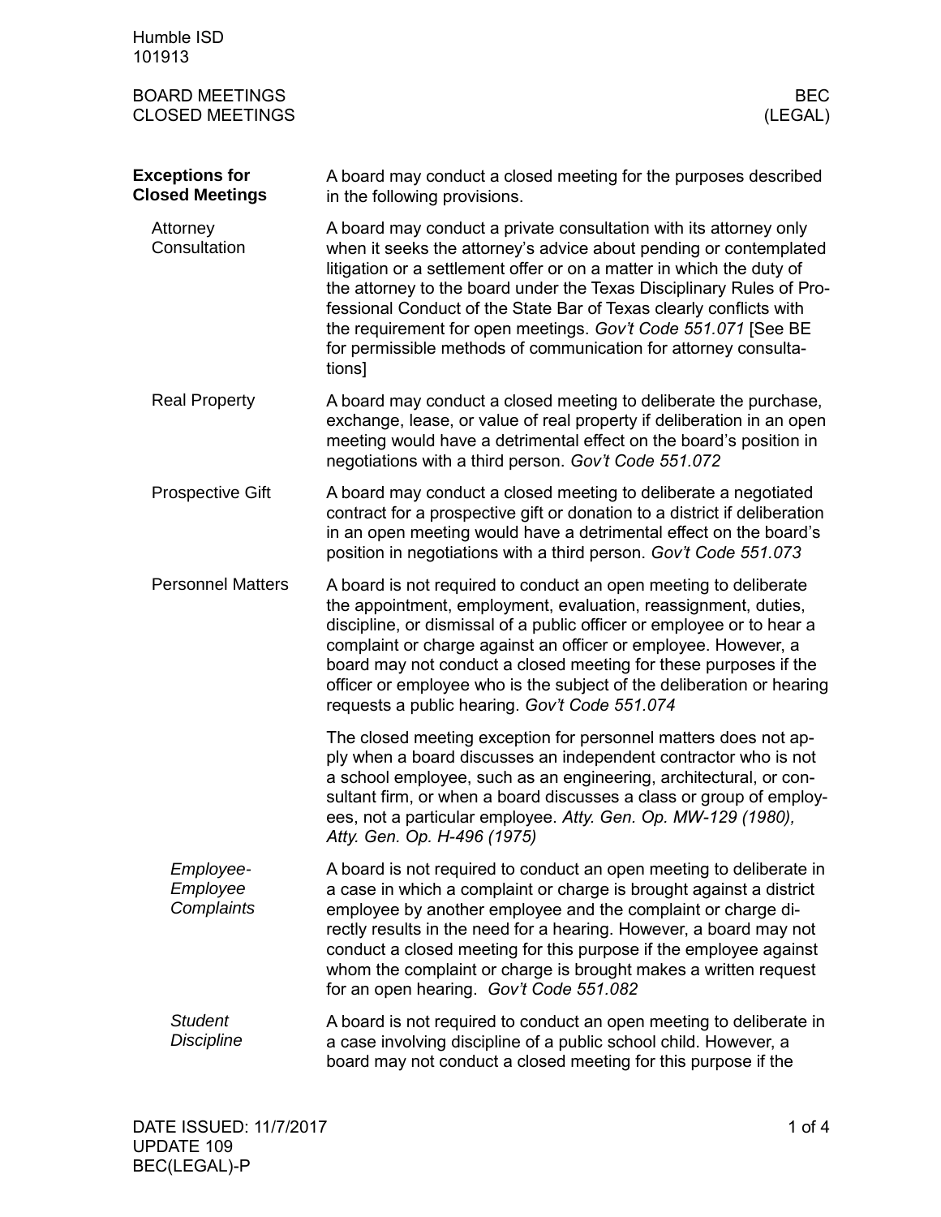# BOARD MEETINGS
# CLOSED MEETINGS

## Exceptions for Closed Meetings

A board may conduct a closed meeting for the purposes described in the following provisions.

### Attorney Consultation

A board may conduct a private consultation with its attorney only when it seeks the attorney's advice about pending or contemplated litigation or a settlement offer or on a matter in which the duty of the attorney to the board under the Texas Disciplinary Rules of Professional Conduct of the State Bar of Texas clearly conflicts with the requirement for open meetings. *Gov't Code 551.071* [See BE for permissible methods of communication for attorney consultations]

### Real Property

A board may conduct a closed meeting to deliberate the purchase, exchange, lease, or value of real property if deliberation in an open meeting would have a detrimental effect on the board's position in negotiations with a third person. *Gov't Code 551.072*

### Prospective Gift

A board may conduct a closed meeting to deliberate a negotiated contract for a prospective gift or donation to a district if deliberation in an open meeting would have a detrimental effect on the board's position in negotiations with a third person. *Gov't Code 551.073*

### Personnel Matters

A board is not required to conduct an open meeting to deliberate the appointment, employment, evaluation, reassignment, duties, discipline, or dismissal of a public officer or employee or to hear a complaint or charge against an officer or employee. However, a board may not conduct a closed meeting for these purposes if the officer or employee who is the subject of the deliberation or hearing requests a public hearing. *Gov't Code 551.074*

The closed meeting exception for personnel matters does not apply when a board discusses an independent contractor who is not a school employee, such as an engineering, architectural, or consultant firm, or when a board discusses a class or group of employees, not a particular employee. *Atty. Gen. Op. MW-129 (1980), Atty. Gen. Op. H-496 (1975)*

#### *Employee-Employee Complaints*

A board is not required to conduct an open meeting to deliberate in a case in which a complaint or charge is brought against a district employee by another employee and the complaint or charge directly results in the need for a hearing. However, a board may not conduct a closed meeting for this purpose if the employee against whom the complaint or charge is brought makes a written request for an open hearing. *Gov't Code 551.082*

#### *Student Discipline*

A board is not required to conduct an open meeting to deliberate in a case involving discipline of a public school child. However, a board may not conduct a closed meeting for this purpose if the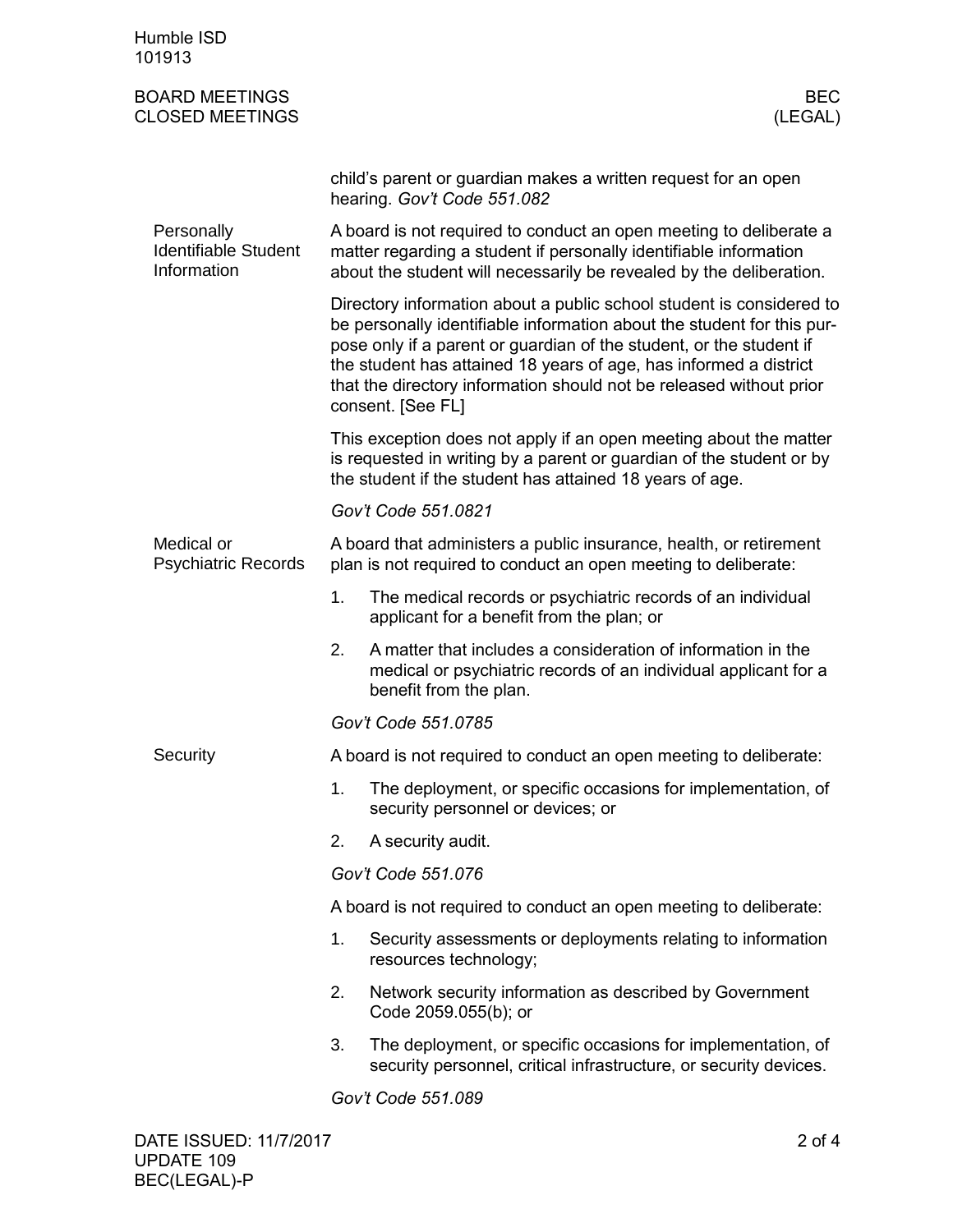child's parent or guardian makes a written request for an open hearing. *Gov't Code 551.082*

### Personally Identifiable Student Information

A board is not required to conduct an open meeting to deliberate a matter regarding a student if personally identifiable information about the student will necessarily be revealed by the deliberation.

Directory information about a public school student is considered to be personally identifiable information about the student for this purpose only if a parent or guardian of the student, or the student if the student has attained 18 years of age, has informed a district that the directory information should not be released without prior consent. [See FL]

This exception does not apply if an open meeting about the matter is requested in writing by a parent or guardian of the student or by the student if the student has attained 18 years of age.

*Gov't Code 551.0821*

### Medical or Psychiatric Records

A board that administers a public insurance, health, or retirement plan is not required to conduct an open meeting to deliberate:

1. The medical records or psychiatric records of an individual applicant for a benefit from the plan; or
2. A matter that includes a consideration of information in the medical or psychiatric records of an individual applicant for a benefit from the plan.

*Gov't Code 551.0785*

### Security

A board is not required to conduct an open meeting to deliberate:

1. The deployment, or specific occasions for implementation, of security personnel or devices; or
2. A security audit.

*Gov't Code 551.076*

A board is not required to conduct an open meeting to deliberate:

1. Security assessments or deployments relating to information resources technology;
2. Network security information as described by Government Code 2059.055(b); or
3. The deployment, or specific occasions for implementation, of security personnel, critical infrastructure, or security devices.

*Gov't Code 551.089*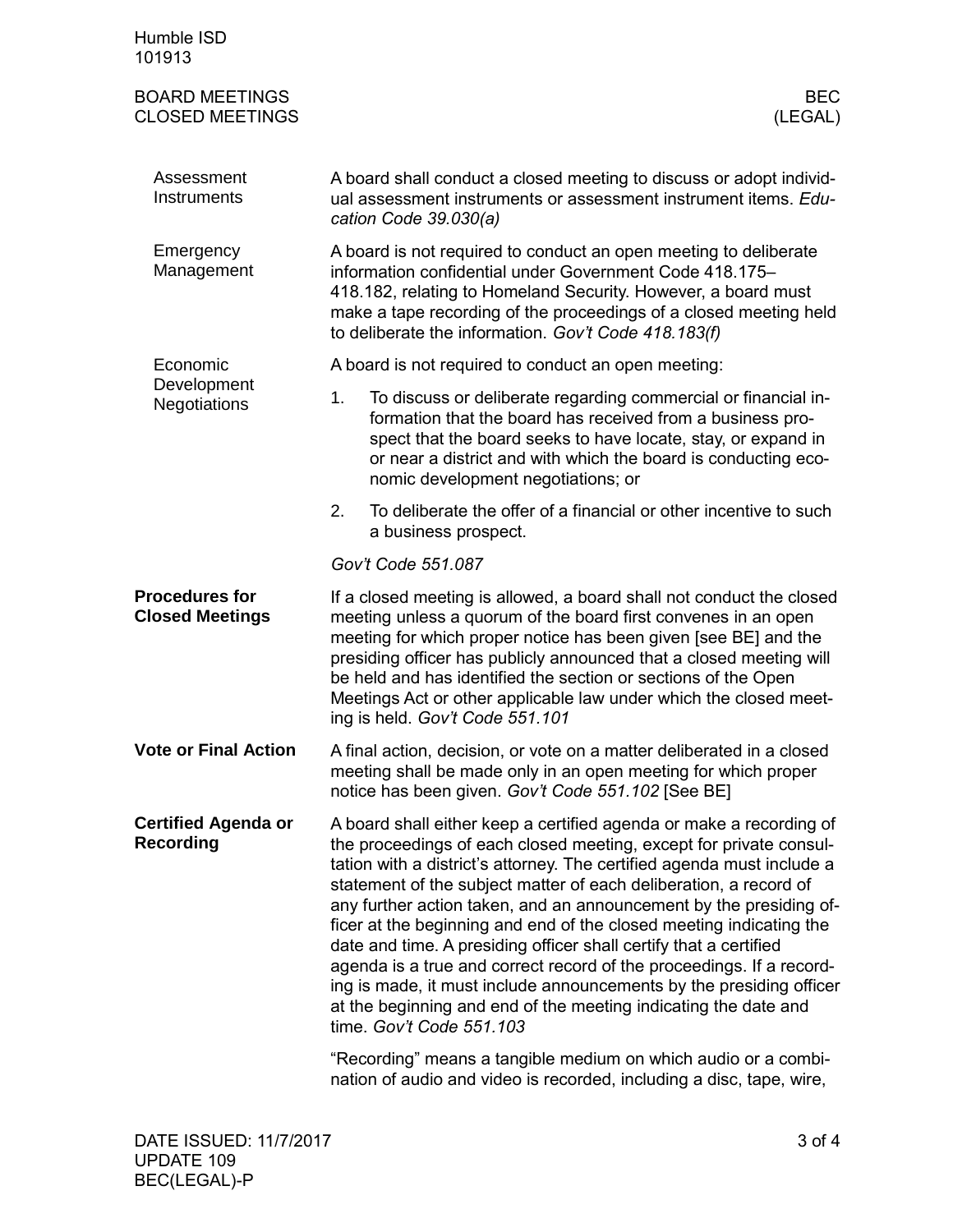#### Assessment Instruments

A board shall conduct a closed meeting to discuss or adopt individual assessment instruments or assessment instrument items. *Education Code 39.030(a)*

#### Emergency Management

A board is not required to conduct an open meeting to deliberate information confidential under Government Code 418.175–418.182, relating to Homeland Security. However, a board must make a tape recording of the proceedings of a closed meeting held to deliberate the information. *Gov't Code 418.183(f)*

#### Economic Development Negotiations

A board is not required to conduct an open meeting:

1. To discuss or deliberate regarding commercial or financial information that the board has received from a business prospect that the board seeks to have locate, stay, or expand in or near a district and with which the board is conducting economic development negotiations; or
2. To deliberate the offer of a financial or other incentive to such a business prospect.

*Gov't Code 551.087*

### Procedures for Closed Meetings

If a closed meeting is allowed, a board shall not conduct the closed meeting unless a quorum of the board first convenes in an open meeting for which proper notice has been given [see BE] and the presiding officer has publicly announced that a closed meeting will be held and has identified the section or sections of the Open Meetings Act or other applicable law under which the closed meeting is held. *Gov't Code 551.101*

### Vote or Final Action

A final action, decision, or vote on a matter deliberated in a closed meeting shall be made only in an open meeting for which proper notice has been given. *Gov't Code 551.102* [See BE]

### Certified Agenda or Recording

A board shall either keep a certified agenda or make a recording of the proceedings of each closed meeting, except for private consultation with a district's attorney. The certified agenda must include a statement of the subject matter of each deliberation, a record of any further action taken, and an announcement by the presiding officer at the beginning and end of the closed meeting indicating the date and time. A presiding officer shall certify that a certified agenda is a true and correct record of the proceedings. If a recording is made, it must include announcements by the presiding officer at the beginning and end of the meeting indicating the date and time. *Gov't Code 551.103*

"Recording" means a tangible medium on which audio or a combination of audio and video is recorded, including a disc, tape, wire,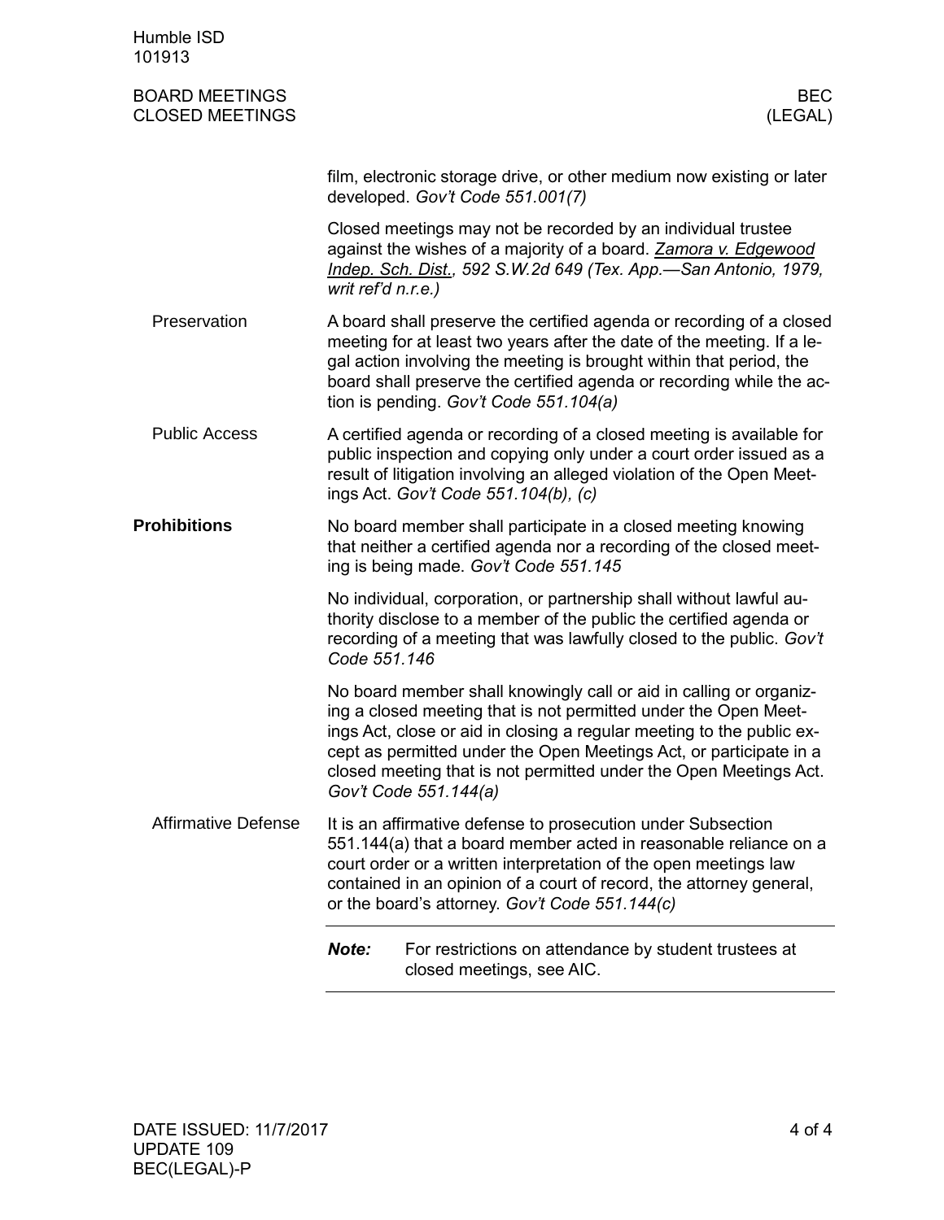film, electronic storage drive, or other medium now existing or later developed. *Gov't Code 551.001(7)*

Closed meetings may not be recorded by an individual trustee against the wishes of a majority of a board. *Zamora v. Edgewood Indep. Sch. Dist., 592 S.W.2d 649 (Tex. App.—San Antonio, 1979, writ ref'd n.r.e.)*

### Preservation

A board shall preserve the certified agenda or recording of a closed meeting for at least two years after the date of the meeting. If a legal action involving the meeting is brought within that period, the board shall preserve the certified agenda or recording while the action is pending. *Gov't Code 551.104(a)*

### Public Access

A certified agenda or recording of a closed meeting is available for public inspection and copying only under a court order issued as a result of litigation involving an alleged violation of the Open Meetings Act. *Gov't Code 551.104(b), (c)*

## Prohibitions

No board member shall participate in a closed meeting knowing that neither a certified agenda nor a recording of the closed meeting is being made. *Gov't Code 551.145*

No individual, corporation, or partnership shall without lawful authority disclose to a member of the public the certified agenda or recording of a meeting that was lawfully closed to the public. *Gov't Code 551.146*

No board member shall knowingly call or aid in calling or organizing a closed meeting that is not permitted under the Open Meetings Act, close or aid in closing a regular meeting to the public except as permitted under the Open Meetings Act, or participate in a closed meeting that is not permitted under the Open Meetings Act. *Gov't Code 551.144(a)*

### Affirmative Defense

It is an affirmative defense to prosecution under Subsection 551.144(a) that a board member acted in reasonable reliance on a court order or a written interpretation of the open meetings law contained in an opinion of a court of record, the attorney general, or the board's attorney. *Gov't Code 551.144(c)*

---

***Note:*** For restrictions on attendance by student trustees at closed meetings, see AIC.

---